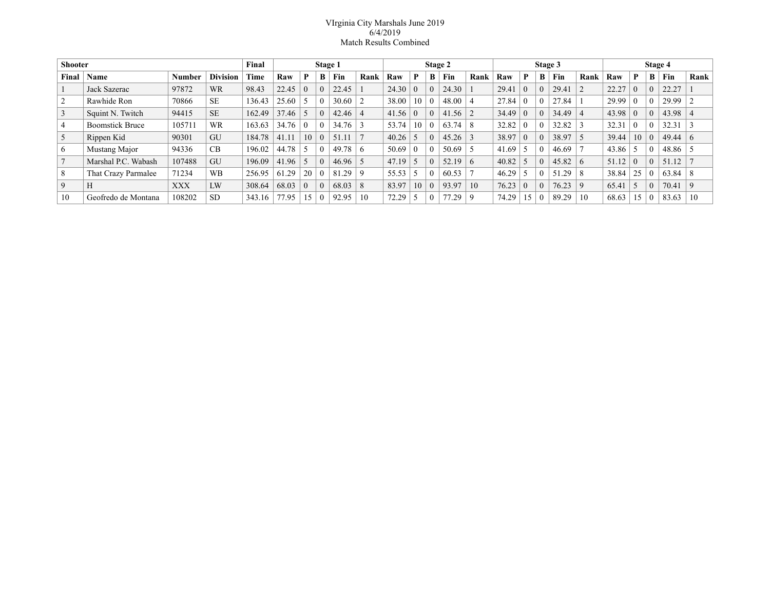VIrginia City Marshals June 2019
6/4/2019
Match Results Combined

| Shooter | | | | Final | Stage 1 | | | | | Stage 2 | | | | | Stage 3 | | | | | Stage 4 | | | | |
|---|---|---|---|---|---|---|---|---|---|---|---|---|---|---|---|---|---|---|---|---|---|---|---|---|
| Final | Name | Number | Division | Time | Raw | P | B | Fin | Rank | Raw | P | B | Fin | Rank | Raw | P | B | Fin | Rank | Raw | P | B | Fin | Rank |
| 1 | Jack Sazerac | 97872 | WR | 98.43 | 22.45 | 0 | 0 | 22.45 | 1 | 24.30 | 0 | 0 | 24.30 | 1 | 29.41 | 0 | 0 | 29.41 | 2 | 22.27 | 0 | 0 | 22.27 | 1 |
| 2 | Rawhide Ron | 70866 | SE | 136.43 | 25.60 | 5 | 0 | 30.60 | 2 | 38.00 | 10 | 0 | 48.00 | 4 | 27.84 | 0 | 0 | 27.84 | 1 | 29.99 | 0 | 0 | 29.99 | 2 |
| 3 | Squint N. Twitch | 94415 | SE | 162.49 | 37.46 | 5 | 0 | 42.46 | 4 | 41.56 | 0 | 0 | 41.56 | 2 | 34.49 | 0 | 0 | 34.49 | 4 | 43.98 | 0 | 0 | 43.98 | 4 |
| 4 | Boomstick Bruce | 105711 | WR | 163.63 | 34.76 | 0 | 0 | 34.76 | 3 | 53.74 | 10 | 0 | 63.74 | 8 | 32.82 | 0 | 0 | 32.82 | 3 | 32.31 | 0 | 0 | 32.31 | 3 |
| 5 | Rippen Kid | 90301 | GU | 184.78 | 41.11 | 10 | 0 | 51.11 | 7 | 40.26 | 5 | 0 | 45.26 | 3 | 38.97 | 0 | 0 | 38.97 | 5 | 39.44 | 10 | 0 | 49.44 | 6 |
| 6 | Mustang Major | 94336 | CB | 196.02 | 44.78 | 5 | 0 | 49.78 | 6 | 50.69 | 0 | 0 | 50.69 | 5 | 41.69 | 5 | 0 | 46.69 | 7 | 43.86 | 5 | 0 | 48.86 | 5 |
| 7 | Marshal P.C. Wabash | 107488 | GU | 196.09 | 41.96 | 5 | 0 | 46.96 | 5 | 47.19 | 5 | 0 | 52.19 | 6 | 40.82 | 5 | 0 | 45.82 | 6 | 51.12 | 0 | 0 | 51.12 | 7 |
| 8 | That Crazy Parmalee | 71234 | WB | 256.95 | 61.29 | 20 | 0 | 81.29 | 9 | 55.53 | 5 | 0 | 60.53 | 7 | 46.29 | 5 | 0 | 51.29 | 8 | 38.84 | 25 | 0 | 63.84 | 8 |
| 9 | H | XXX | LW | 308.64 | 68.03 | 0 | 0 | 68.03 | 8 | 83.97 | 10 | 0 | 93.97 | 10 | 76.23 | 0 | 0 | 76.23 | 9 | 65.41 | 5 | 0 | 70.41 | 9 |
| 10 | Geofredo de Montana | 108202 | SD | 343.16 | 77.95 | 15 | 0 | 92.95 | 10 | 72.29 | 5 | 0 | 77.29 | 9 | 74.29 | 15 | 0 | 89.29 | 10 | 68.63 | 15 | 0 | 83.63 | 10 |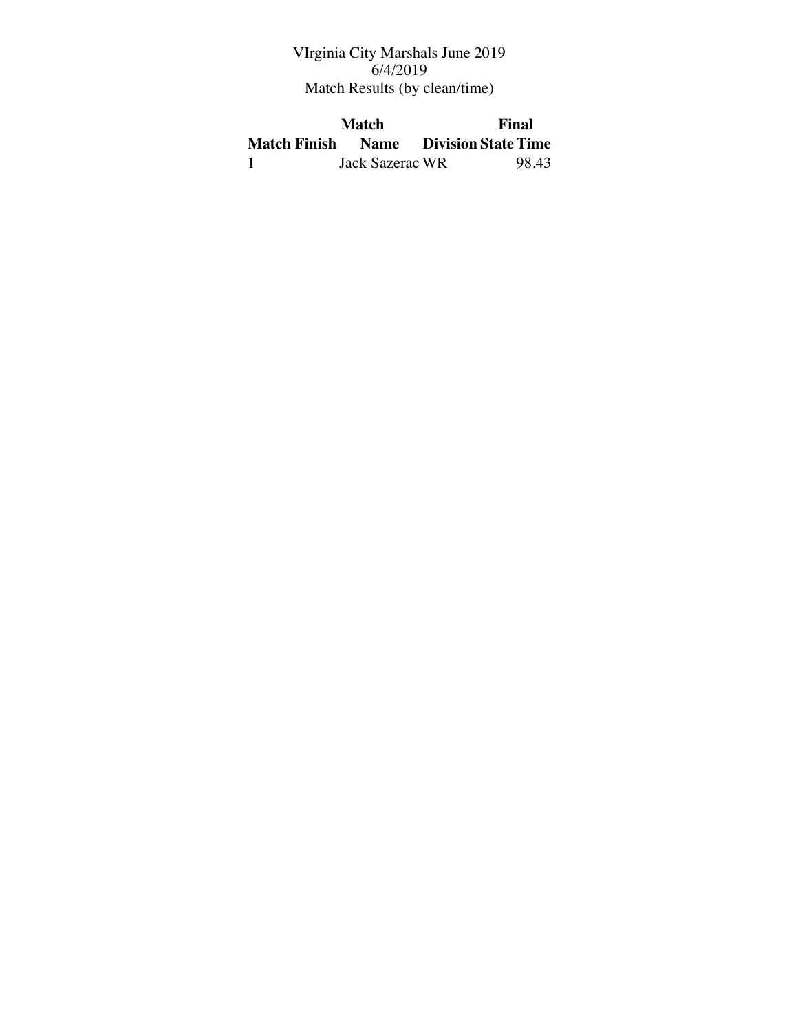VIrginia City Marshals June 2019
6/4/2019
Match Results (by clean/time)

| Match Finish | Match Name | Division | State | Final Time |
|---|---|---|---|---|
| 1 | Jack Sazerac | WR | | 98.43 |